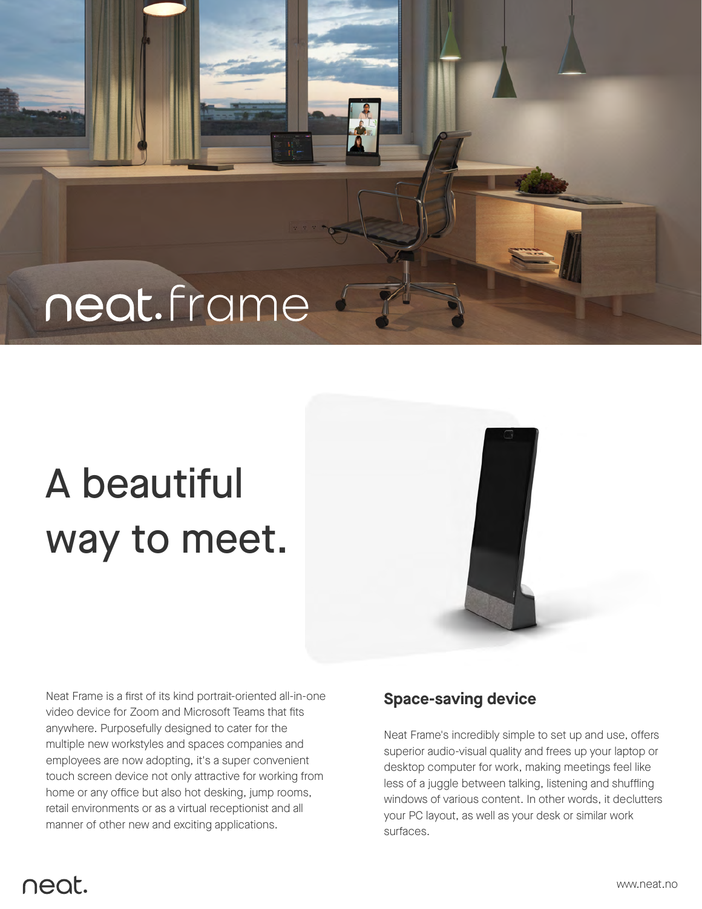# neat.frame

# A beautiful way to meet.

Neat Frame is a first of its kind portrait-oriented all-in-one video device for Zoom and Microsoft Teams that fits anywhere. Purposefully designed to cater for the multiple new workstyles and spaces companies and employees are now adopting, it's a super convenient touch screen device not only attractive for working from home or any office but also hot desking, jump rooms, retail environments or as a virtual receptionist and all manner of other new and exciting applications.

## Space-saving device

Neat Frame's incredibly simple to set up and use, offers superior audio-visual quality and frees up your laptop or desktop computer for work, making meetings feel like less of a juggle between talking, listening and shuffling windows of various content. In other words, it declutters your PC layout, as well as your desk or similar work surfaces.

neat.

www.neat.no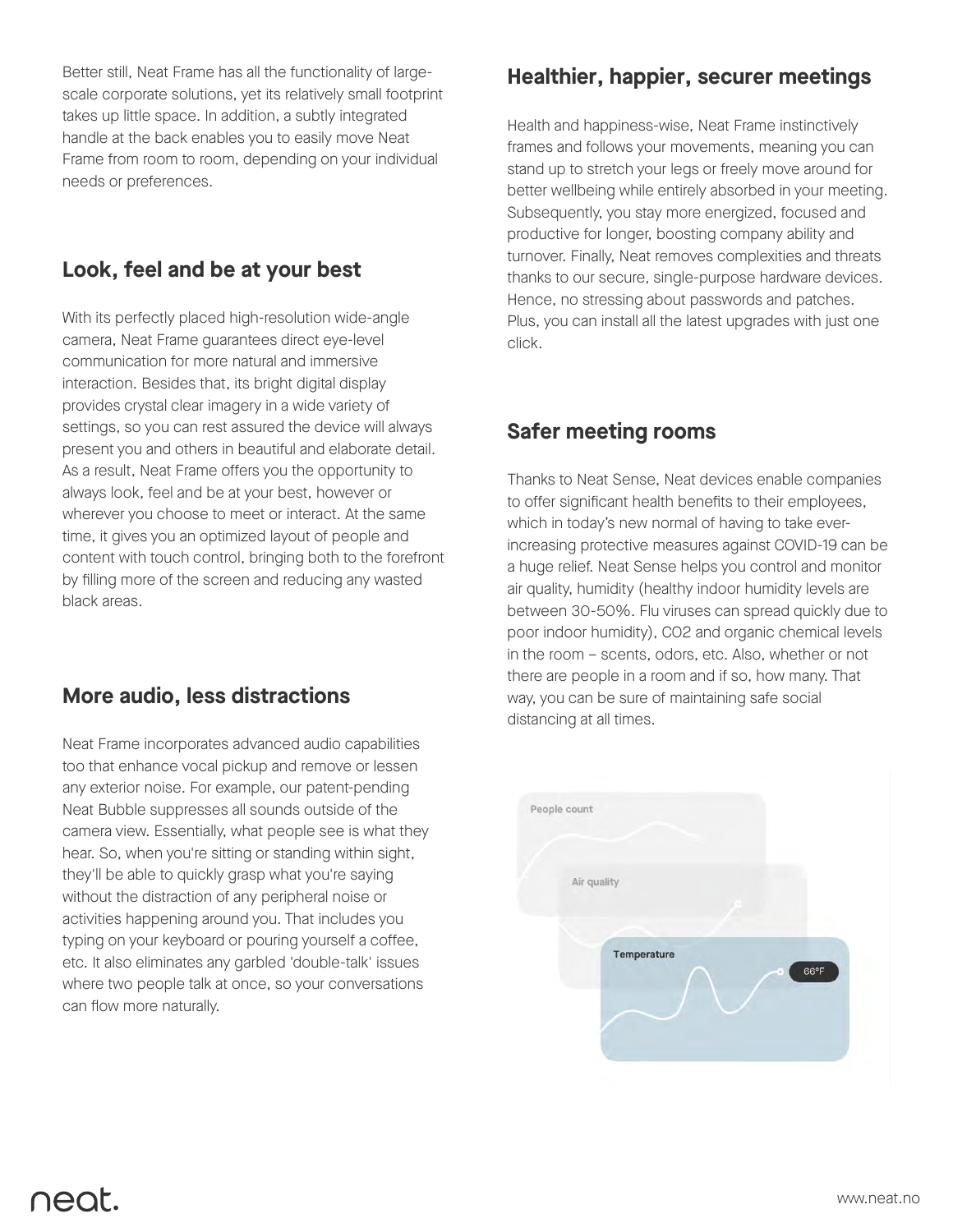Better still, Neat Frame has all the functionality of large-scale corporate solutions, yet its relatively small footprint takes up little space. In addition, a subtly integrated handle at the back enables you to easily move Neat Frame from room to room, depending on your individual needs or preferences.

## Look, feel and be at your best

With its perfectly placed high-resolution wide-angle camera, Neat Frame guarantees direct eye-level communication for more natural and immersive interaction. Besides that, its bright digital display provides crystal clear imagery in a wide variety of settings, so you can rest assured the device will always present you and others in beautiful and elaborate detail. As a result, Neat Frame offers you the opportunity to always look, feel and be at your best, however or wherever you choose to meet or interact. At the same time, it gives you an optimized layout of people and content with touch control, bringing both to the forefront by filling more of the screen and reducing any wasted black areas.

## More audio, less distractions

Neat Frame incorporates advanced audio capabilities too that enhance vocal pickup and remove or lessen any exterior noise. For example, our patent-pending Neat Bubble suppresses all sounds outside of the camera view. Essentially, what people see is what they hear. So, when you're sitting or standing within sight, they'll be able to quickly grasp what you're saying without the distraction of any peripheral noise or activities happening around you. That includes you typing on your keyboard or pouring yourself a coffee, etc. It also eliminates any garbled 'double-talk' issues where two people talk at once, so your conversations can flow more naturally.

## Healthier, happier, securer meetings

Health and happiness-wise, Neat Frame instinctively frames and follows your movements, meaning you can stand up to stretch your legs or freely move around for better wellbeing while entirely absorbed in your meeting. Subsequently, you stay more energized, focused and productive for longer, boosting company ability and turnover. Finally, Neat removes complexities and threats thanks to our secure, single-purpose hardware devices. Hence, no stressing about passwords and patches. Plus, you can install all the latest upgrades with just one click.

## Safer meeting rooms

Thanks to Neat Sense, Neat devices enable companies to offer significant health benefits to their employees, which in today's new normal of having to take ever-increasing protective measures against COVID-19 can be a huge relief. Neat Sense helps you control and monitor air quality, humidity (healthy indoor humidity levels are between 30-50%. Flu viruses can spread quickly due to poor indoor humidity), $CO_2$ and organic chemical levels in the room – scents, odors, etc. Also, whether or not there are people in a room and if so, how many. That way, you can be sure of maintaining safe social distancing at all times.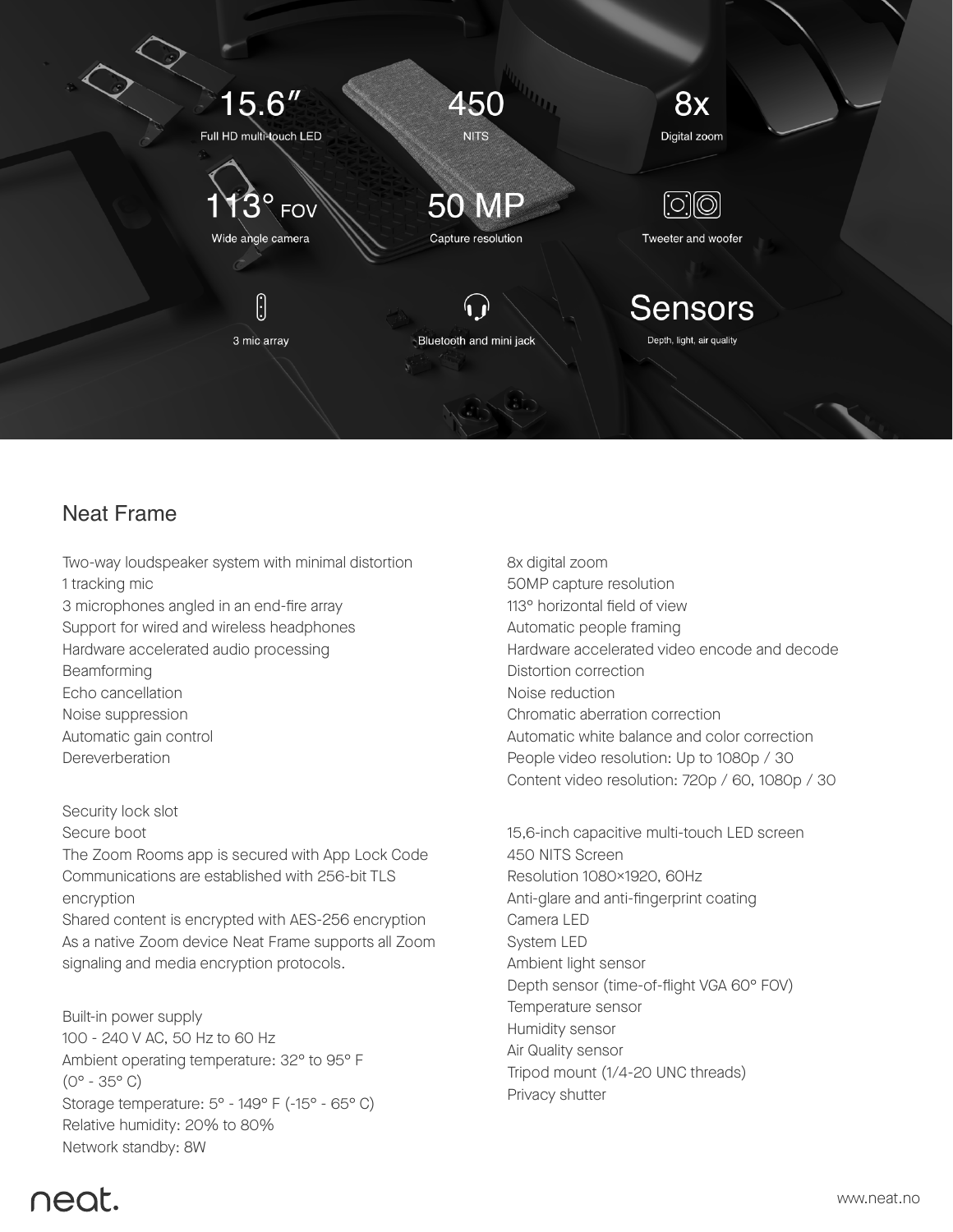15.6″
Full HD multi-touch LED

450
NITS

8x
Digital zoom

113° FOV
Wide angle camera

50 MP
Capture resolution

Tweeter and woofer

3 mic array

Bluetooth and mini jack

Sensors
Depth, light, air quality

## Neat Frame

Two-way loudspeaker system with minimal distortion
1 tracking mic
3 microphones angled in an end-fire array
Support for wired and wireless headphones
Hardware accelerated audio processing
Beamforming
Echo cancellation
Noise suppression
Automatic gain control
Dereverberation

Security lock slot
Secure boot
The Zoom Rooms app is secured with App Lock Code
Communications are established with 256-bit TLS encryption
Shared content is encrypted with AES-256 encryption
As a native Zoom device Neat Frame supports all Zoom signaling and media encryption protocols.

Built-in power supply
100 - 240 V AC, 50 Hz to 60 Hz
Ambient operating temperature: 32° to 95° F (0° - 35° C)
Storage temperature: 5° - 149° F (-15° - 65° C)
Relative humidity: 20% to 80%
Network standby: 8W

8x digital zoom
50MP capture resolution
113° horizontal field of view
Automatic people framing
Hardware accelerated video encode and decode
Distortion correction
Noise reduction
Chromatic aberration correction
Automatic white balance and color correction
People video resolution: Up to 1080p / 30
Content video resolution: 720p / 60, 1080p / 30

15,6-inch capacitive multi-touch LED screen
450 NITS Screen
Resolution 1080×1920, 60Hz
Anti-glare and anti-fingerprint coating
Camera LED
System LED
Ambient light sensor
Depth sensor (time-of-flight VGA 60° FOV)
Temperature sensor
Humidity sensor
Air Quality sensor
Tripod mount (1/4-20 UNC threads)
Privacy shutter

neat.

www.neat.no